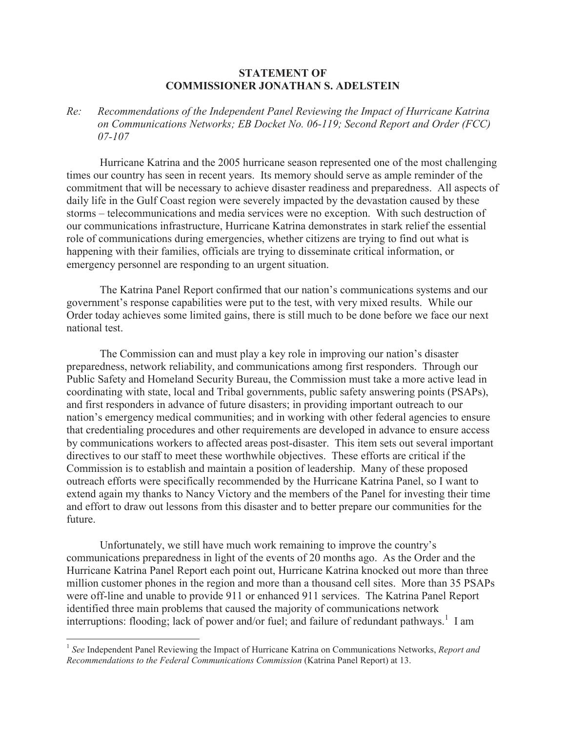**STATEMENT OF**
**COMMISSIONER JONATHAN S. ADELSTEIN**

*Re: Recommendations of the Independent Panel Reviewing the Impact of Hurricane Katrina on Communications Networks; EB Docket No. 06-119; Second Report and Order (FCC) 07-107*

Hurricane Katrina and the 2005 hurricane season represented one of the most challenging times our country has seen in recent years. Its memory should serve as ample reminder of the commitment that will be necessary to achieve disaster readiness and preparedness. All aspects of daily life in the Gulf Coast region were severely impacted by the devastation caused by these storms – telecommunications and media services were no exception. With such destruction of our communications infrastructure, Hurricane Katrina demonstrates in stark relief the essential role of communications during emergencies, whether citizens are trying to find out what is happening with their families, officials are trying to disseminate critical information, or emergency personnel are responding to an urgent situation.

The Katrina Panel Report confirmed that our nation's communications systems and our government's response capabilities were put to the test, with very mixed results. While our Order today achieves some limited gains, there is still much to be done before we face our next national test.

The Commission can and must play a key role in improving our nation's disaster preparedness, network reliability, and communications among first responders. Through our Public Safety and Homeland Security Bureau, the Commission must take a more active lead in coordinating with state, local and Tribal governments, public safety answering points (PSAPs), and first responders in advance of future disasters; in providing important outreach to our nation's emergency medical communities; and in working with other federal agencies to ensure that credentialing procedures and other requirements are developed in advance to ensure access by communications workers to affected areas post-disaster. This item sets out several important directives to our staff to meet these worthwhile objectives. These efforts are critical if the Commission is to establish and maintain a position of leadership. Many of these proposed outreach efforts were specifically recommended by the Hurricane Katrina Panel, so I want to extend again my thanks to Nancy Victory and the members of the Panel for investing their time and effort to draw out lessons from this disaster and to better prepare our communities for the future.

Unfortunately, we still have much work remaining to improve the country's communications preparedness in light of the events of 20 months ago. As the Order and the Hurricane Katrina Panel Report each point out, Hurricane Katrina knocked out more than three million customer phones in the region and more than a thousand cell sites. More than 35 PSAPs were off-line and unable to provide 911 or enhanced 911 services. The Katrina Panel Report identified three main problems that caused the majority of communications network interruptions: flooding; lack of power and/or fuel; and failure of redundant pathways.[1] I am

[1] *See* Independent Panel Reviewing the Impact of Hurricane Katrina on Communications Networks, *Report and Recommendations to the Federal Communications Commission* (Katrina Panel Report) at 13.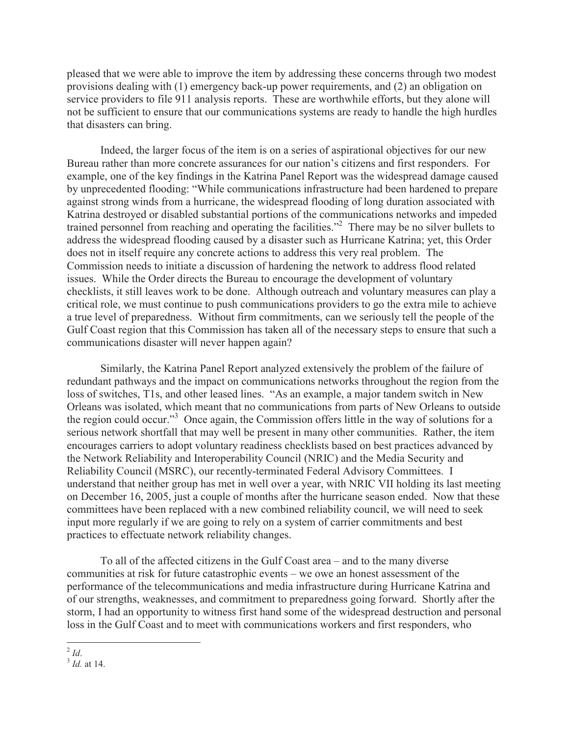pleased that we were able to improve the item by addressing these concerns through two modest provisions dealing with (1) emergency back-up power requirements, and (2) an obligation on service providers to file 911 analysis reports. These are worthwhile efforts, but they alone will not be sufficient to ensure that our communications systems are ready to handle the high hurdles that disasters can bring.

Indeed, the larger focus of the item is on a series of aspirational objectives for our new Bureau rather than more concrete assurances for our nation's citizens and first responders. For example, one of the key findings in the Katrina Panel Report was the widespread damage caused by unprecedented flooding: "While communications infrastructure had been hardened to prepare against strong winds from a hurricane, the widespread flooding of long duration associated with Katrina destroyed or disabled substantial portions of the communications networks and impeded trained personnel from reaching and operating the facilities."[2] There may be no silver bullets to address the widespread flooding caused by a disaster such as Hurricane Katrina; yet, this Order does not in itself require any concrete actions to address this very real problem. The Commission needs to initiate a discussion of hardening the network to address flood related issues. While the Order directs the Bureau to encourage the development of voluntary checklists, it still leaves work to be done. Although outreach and voluntary measures can play a critical role, we must continue to push communications providers to go the extra mile to achieve a true level of preparedness. Without firm commitments, can we seriously tell the people of the Gulf Coast region that this Commission has taken all of the necessary steps to ensure that such a communications disaster will never happen again?

Similarly, the Katrina Panel Report analyzed extensively the problem of the failure of redundant pathways and the impact on communications networks throughout the region from the loss of switches, T1s, and other leased lines. "As an example, a major tandem switch in New Orleans was isolated, which meant that no communications from parts of New Orleans to outside the region could occur."[3] Once again, the Commission offers little in the way of solutions for a serious network shortfall that may well be present in many other communities. Rather, the item encourages carriers to adopt voluntary readiness checklists based on best practices advanced by the Network Reliability and Interoperability Council (NRIC) and the Media Security and Reliability Council (MSRC), our recently-terminated Federal Advisory Committees. I understand that neither group has met in well over a year, with NRIC VII holding its last meeting on December 16, 2005, just a couple of months after the hurricane season ended. Now that these committees have been replaced with a new combined reliability council, we will need to seek input more regularly if we are going to rely on a system of carrier commitments and best practices to effectuate network reliability changes.

To all of the affected citizens in the Gulf Coast area – and to the many diverse communities at risk for future catastrophic events – we owe an honest assessment of the performance of the telecommunications and media infrastructure during Hurricane Katrina and of our strengths, weaknesses, and commitment to preparedness going forward. Shortly after the storm, I had an opportunity to witness first hand some of the widespread destruction and personal loss in the Gulf Coast and to meet with communications workers and first responders, who

---

[2] *Id*.

[3] *Id.* at 14.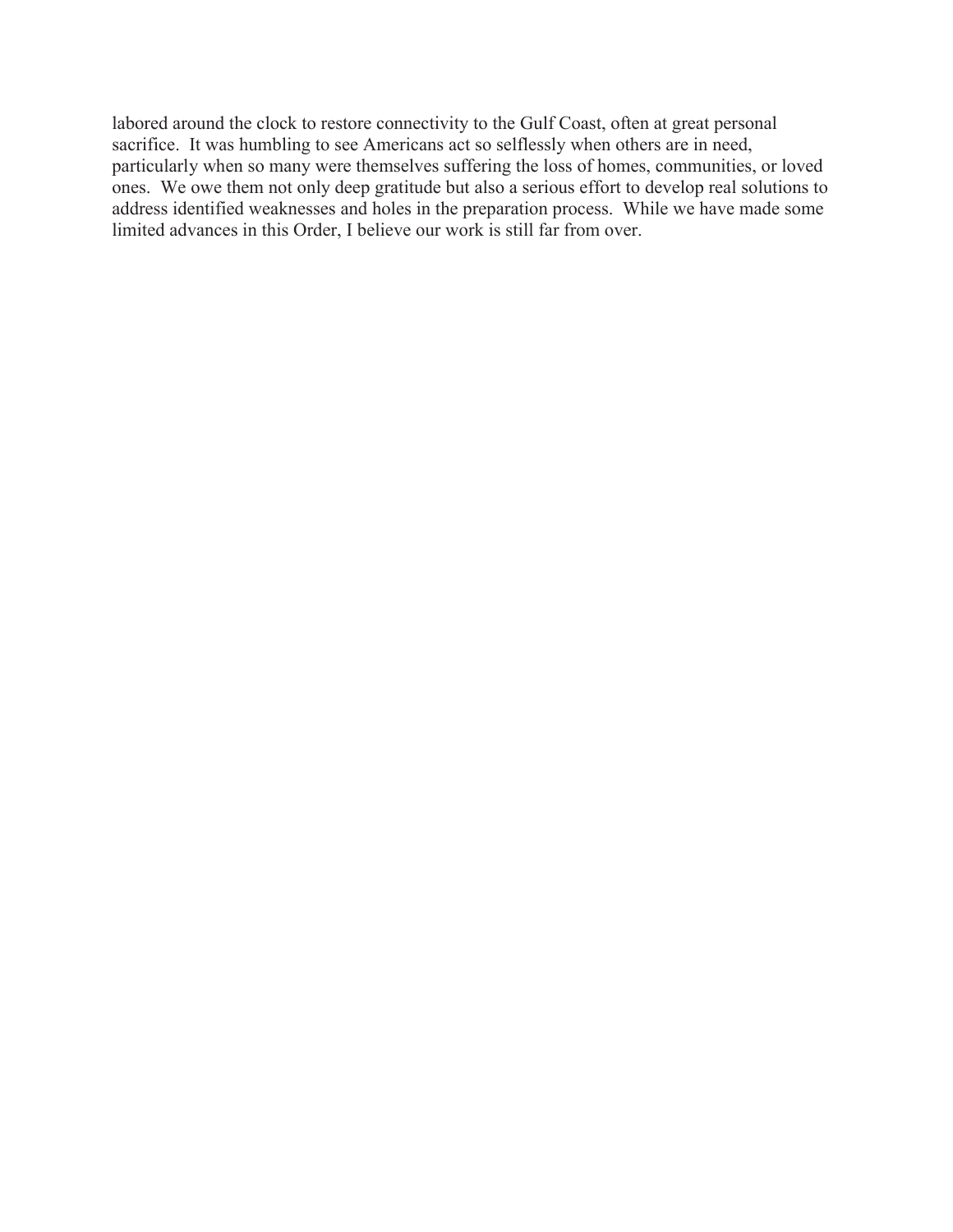labored around the clock to restore connectivity to the Gulf Coast, often at great personal sacrifice. It was humbling to see Americans act so selflessly when others are in need, particularly when so many were themselves suffering the loss of homes, communities, or loved ones. We owe them not only deep gratitude but also a serious effort to develop real solutions to address identified weaknesses and holes in the preparation process. While we have made some limited advances in this Order, I believe our work is still far from over.